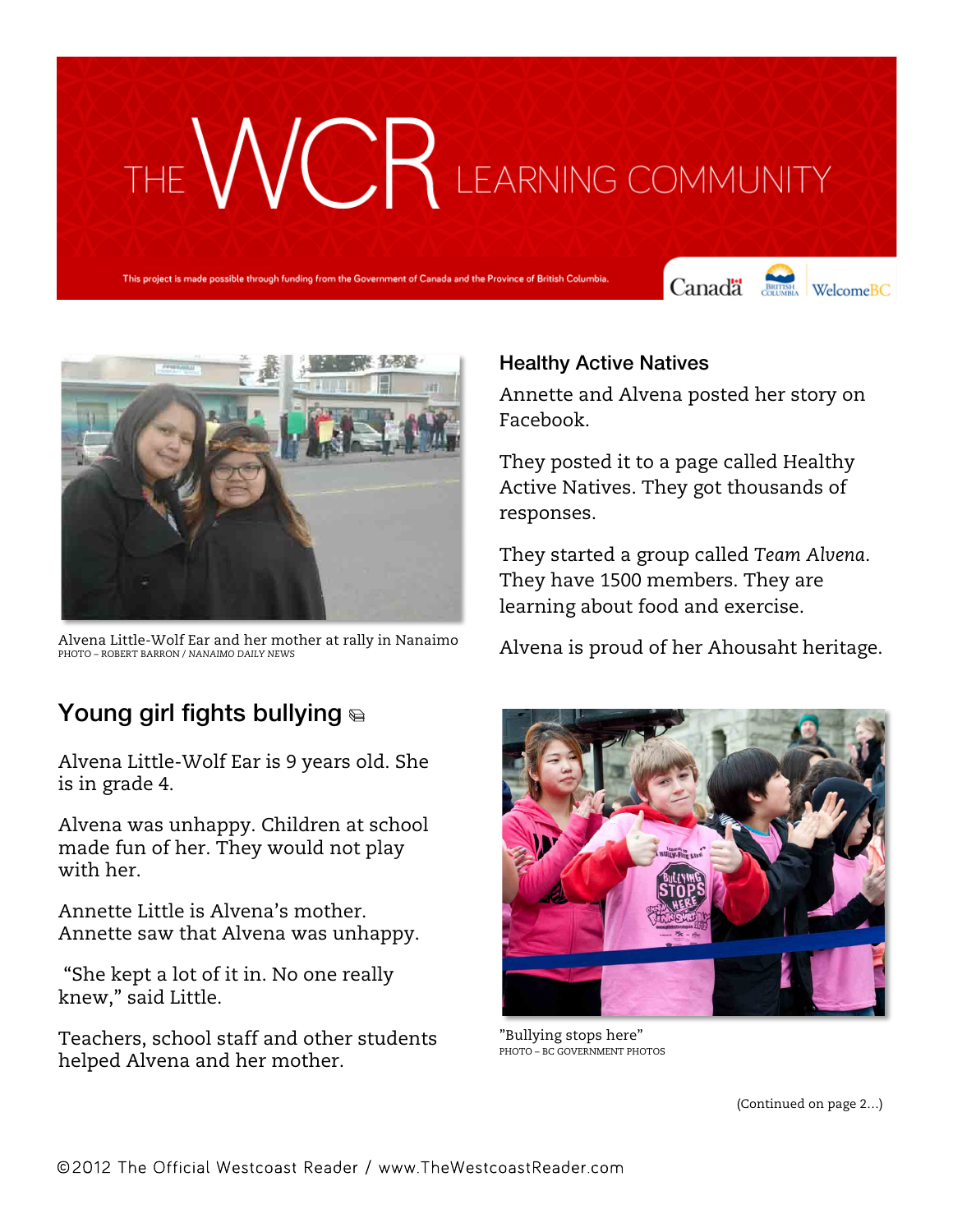# THE WCR LEARNING COMMUNITY

This project is made possible through funding from the Government of Canada and the Province of British Columbia.

Alvena Little-Wolf Ear and her mother at rally in Nanaimo
PHOTO – ROBERT BARRON / NANAIMO DAILY NEWS

## Young girl fights bullying

Alvena Little-Wolf Ear is 9 years old. She is in grade 4.

Alvena was unhappy. Children at school made fun of her. They would not play with her.

Annette Little is Alvena's mother. Annette saw that Alvena was unhappy.

"She kept a lot of it in. No one really knew," said Little.

Teachers, school staff and other students helped Alvena and her mother.

### Healthy Active Natives

Annette and Alvena posted her story on Facebook.

They posted it to a page called Healthy Active Natives. They got thousands of responses.

They started a group called *Team Alvena*. They have 1500 members. They are learning about food and exercise.

Alvena is proud of her Ahousaht heritage.

"Bullying stops here"
PHOTO – BC GOVERNMENT PHOTOS

(Continued on page 2...)

©2012 The Official Westcoast Reader / www.TheWestcoastReader.com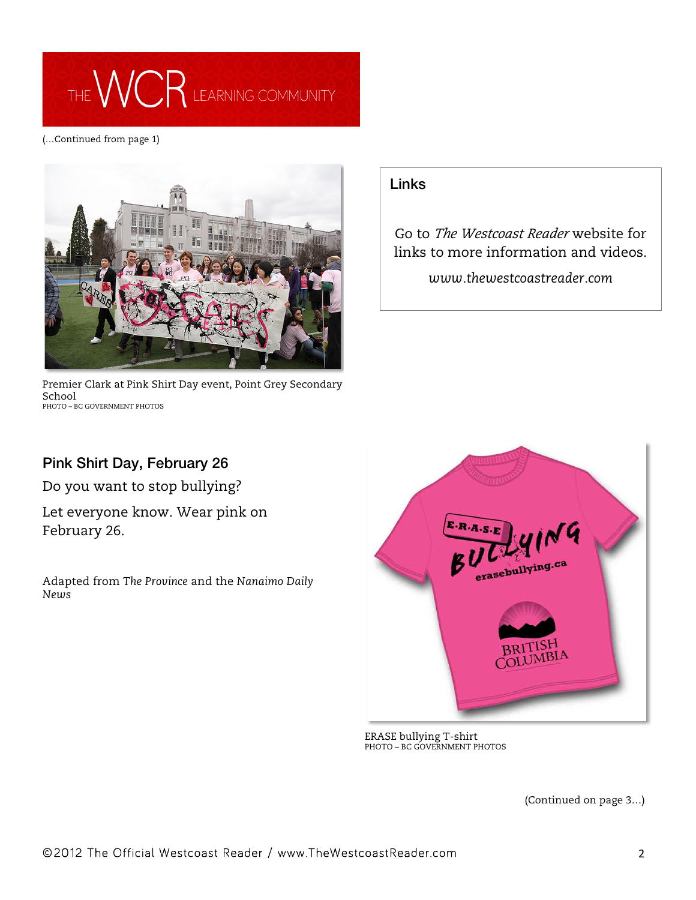(…Continued from page 1)

Premier Clark at Pink Shirt Day event, Point Grey Secondary School
PHOTO – BC GOVERNMENT PHOTOS

## Links

Go to *The Westcoast Reader* website for links to more information and videos.

*www.thewestcoastreader.com*

## Pink Shirt Day, February 26

Do you want to stop bullying?

Let everyone know. Wear pink on February 26.

Adapted from *The Province* and the *Nanaimo Daily News*

ERASE bullying T-shirt
PHOTO – BC GOVERNMENT PHOTOS

(Continued on page 3…)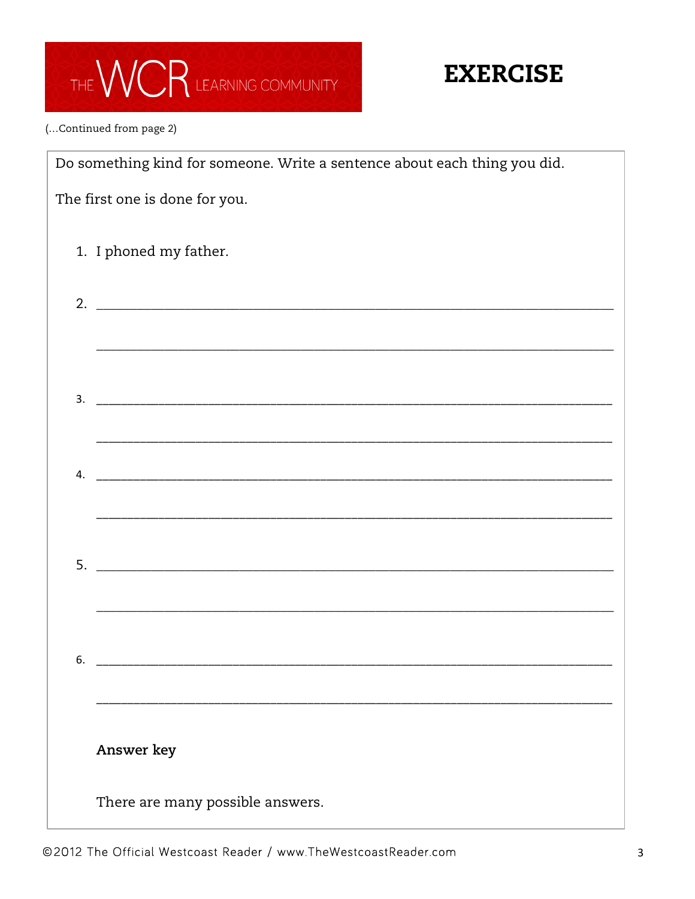# EXERCISE

(...Continued from page 2)

Do something kind for someone. Write a sentence about each thing you did.

The first one is done for you.

1. I phoned my father.

2. ______________________________________________________________________

   ______________________________________________________________________

3. ______________________________________________________________________

   ______________________________________________________________________

4. ______________________________________________________________________

   ______________________________________________________________________

5. ______________________________________________________________________

   ______________________________________________________________________

6. ______________________________________________________________________

   ______________________________________________________________________

**Answer key**

There are many possible answers.

©2012 The Official Westcoast Reader / www.TheWestcoastReader.com